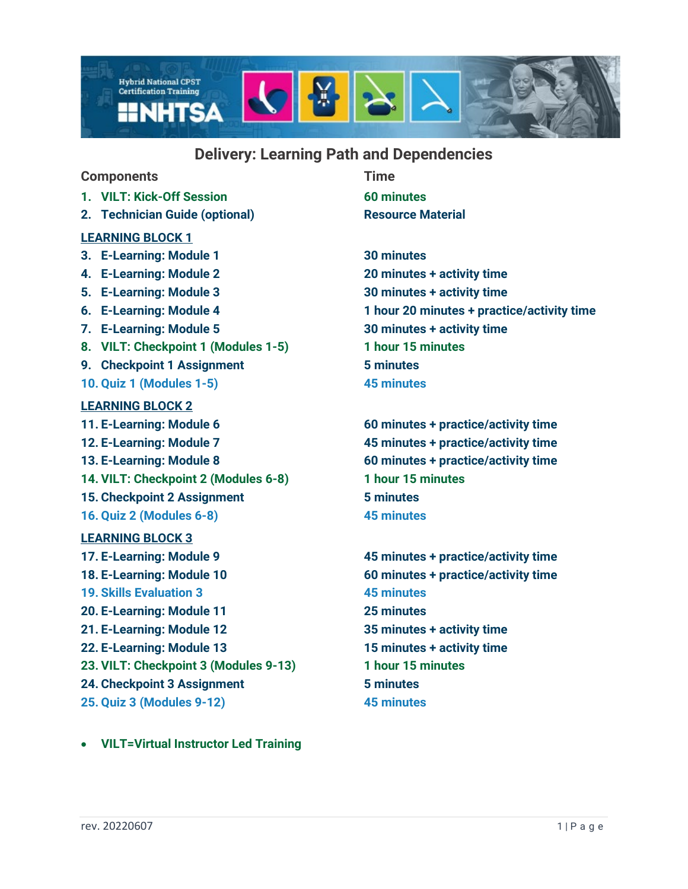# Delivery: Learning Path and Dependencies

| Components | Time |
| --- | --- |
| 1. VILT: Kick-Off Session | 60 minutes |
| 2. Technician Guide (optional) | Resource Material |
| **LEARNING BLOCK 1** | |
| 3. E-Learning: Module 1 | 30 minutes |
| 4. E-Learning: Module 2 | 20 minutes + activity time |
| 5. E-Learning: Module 3 | 30 minutes + activity time |
| 6. E-Learning: Module 4 | 1 hour 20 minutes + practice/activity time |
| 7. E-Learning: Module 5 | 30 minutes + activity time |
| 8. VILT: Checkpoint 1 (Modules 1-5) | 1 hour 15 minutes |
| 9. Checkpoint 1 Assignment | 5 minutes |
| 10. Quiz 1 (Modules 1-5) | 45 minutes |
| **LEARNING BLOCK 2** | |
| 11. E-Learning: Module 6 | 60 minutes + practice/activity time |
| 12. E-Learning: Module 7 | 45 minutes + practice/activity time |
| 13. E-Learning: Module 8 | 60 minutes + practice/activity time |
| 14. VILT: Checkpoint 2 (Modules 6-8) | 1 hour 15 minutes |
| 15. Checkpoint 2 Assignment | 5 minutes |
| 16. Quiz 2 (Modules 6-8) | 45 minutes |
| **LEARNING BLOCK 3** | |
| 17. E-Learning: Module 9 | 45 minutes + practice/activity time |
| 18. E-Learning: Module 10 | 60 minutes + practice/activity time |
| 19. Skills Evaluation 3 | 45 minutes |
| 20. E-Learning: Module 11 | 25 minutes |
| 21. E-Learning: Module 12 | 35 minutes + activity time |
| 22. E-Learning: Module 13 | 15 minutes + activity time |
| 23. VILT: Checkpoint 3 (Modules 9-13) | 1 hour 15 minutes |
| 24. Checkpoint 3 Assignment | 5 minutes |
| 25. Quiz 3 (Modules 9-12) | 45 minutes |

- VILT=Virtual Instructor Led Training

rev. 20220607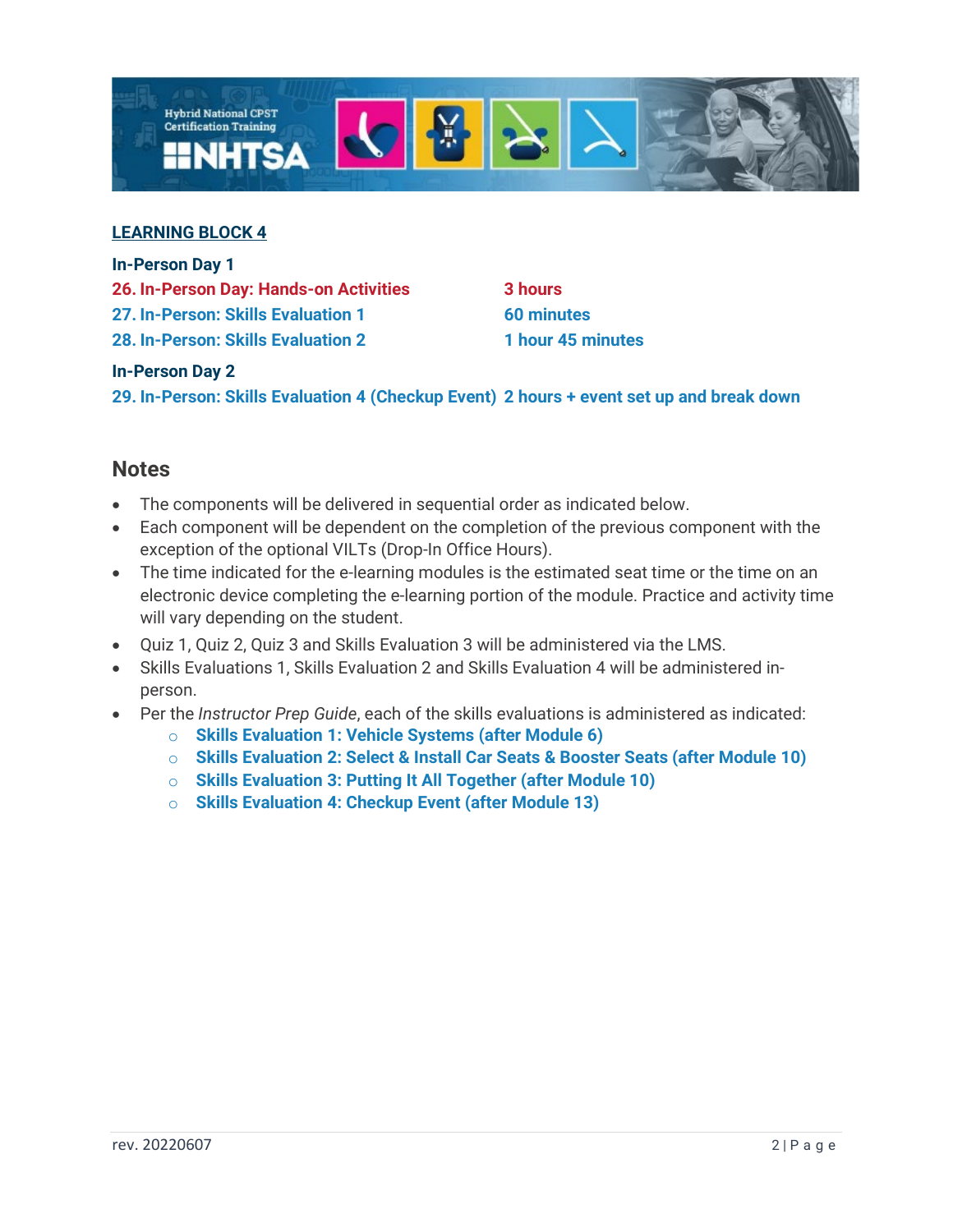## LEARNING BLOCK 4

**In-Person Day 1**

| | |
|---|---|
| **26. In-Person Day: Hands-on Activities** | **3 hours** |
| **27. In-Person: Skills Evaluation 1** | **60 minutes** |
| **28. In-Person: Skills Evaluation 2** | **1 hour 45 minutes** |

**In-Person Day 2**

| | |
|---|---|
| **29. In-Person: Skills Evaluation 4 (Checkup Event)** | **2 hours + event set up and break down** |

## Notes

- The components will be delivered in sequential order as indicated below.
- Each component will be dependent on the completion of the previous component with the exception of the optional VILTs (Drop-In Office Hours).
- The time indicated for the e-learning modules is the estimated seat time or the time on an electronic device completing the e-learning portion of the module. Practice and activity time will vary depending on the student.
- Quiz 1, Quiz 2, Quiz 3 and Skills Evaluation 3 will be administered via the LMS.
- Skills Evaluations 1, Skills Evaluation 2 and Skills Evaluation 4 will be administered in-person.
- Per the *Instructor Prep Guide*, each of the skills evaluations is administered as indicated:
  - **Skills Evaluation 1: Vehicle Systems (after Module 6)**
  - **Skills Evaluation 2: Select & Install Car Seats & Booster Seats (after Module 10)**
  - **Skills Evaluation 3: Putting It All Together (after Module 10)**
  - **Skills Evaluation 4: Checkup Event (after Module 13)**

rev. 20220607